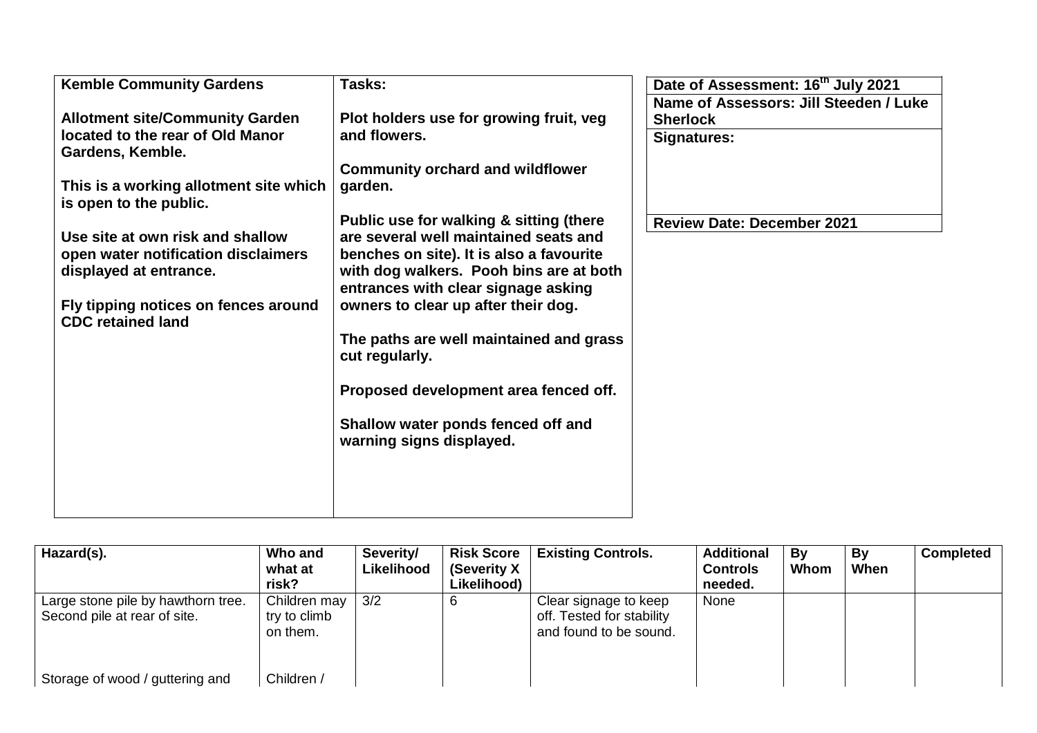| **Kemble Community Gardens**<br><br>**Allotment site/Community Garden located to the rear of Old Manor Gardens, Kemble.**<br><br>**This is a working allotment site which is open to the public.**<br><br>**Use site at own risk and shallow open water notification disclaimers displayed at entrance.**<br><br>**Fly tipping notices on fences around CDC retained land** | **Tasks:**<br><br>**Plot holders use for growing fruit, veg and flowers.**<br><br>**Community orchard and wildflower garden.**<br><br>**Public use for walking & sitting (there are several well maintained seats and benches on site). It is also a favourite with dog walkers. Pooh bins are at both entrances with clear signage asking owners to clear up after their dog.**<br><br>**The paths are well maintained and grass cut regularly.**<br><br>**Proposed development area fenced off.**<br><br>**Shallow water ponds fenced off and warning signs displayed.** |
|---|---|

| **Date of Assessment: 16th July 2021** |
|---|
| **Name of Assessors: Jill Steeden / Luke Sherlock** |
| **Signatures:** |
| **Review Date: December 2021** |

| Hazard(s). | Who and what at risk? | Severity/ Likelihood | Risk Score (Severity X Likelihood) | Existing Controls. | Additional Controls needed. | By Whom | By When | Completed |
|---|---|---|---|---|---|---|---|---|
| Large stone pile by hawthorn tree. Second pile at rear of site. | Children may try to climb on them. | 3/2 | 6 | Clear signage to keep off. Tested for stability and found to be sound. | None | | | |
| Storage of wood / guttering and | Children / | | | | | | | |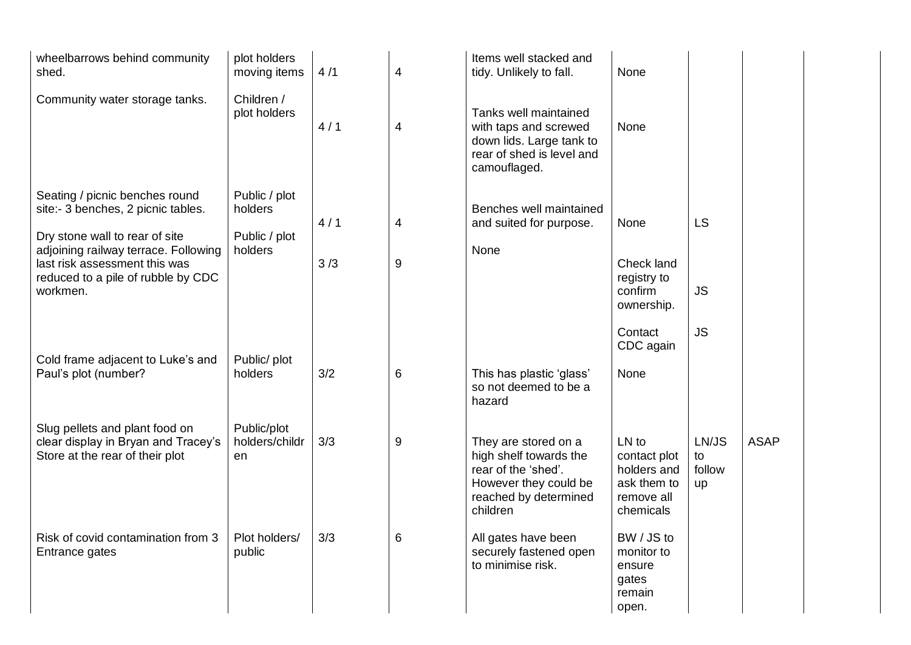| | | | | | | | | | |
|---|---|---|---|---|---|---|---|---|---|
| wheelbarrows behind community shed. | plot holders moving items | 4 /1 | 4 | Items well stacked and tidy. Unlikely to fall. | None | | | | |
| Community water storage tanks. | Children / plot holders | 4 / 1 | 4 | Tanks well maintained with taps and screwed down lids. Large tank to rear of shed is level and camouflaged. | None | | | | |
| Seating / picnic benches round site:- 3 benches, 2 picnic tables. | Public / plot holders | 4 / 1 | 4 | Benches well maintained and suited for purpose. | None | LS | | | |
| Dry stone wall to rear of site adjoining railway terrace. Following last risk assessment this was reduced to a pile of rubble by CDC workmen. | Public / plot holders | 3 /3 | 9 | None | Check land registry to confirm ownership.<br><br>Contact CDC again | JS<br><br>JS | | | |
| Cold frame adjacent to Luke's and Paul's plot (number? | Public/ plot holders | 3/2 | 6 | This has plastic 'glass' so not deemed to be a hazard | None | | | | |
| Slug pellets and plant food on clear display in Bryan and Tracey's Store at the rear of their plot | Public/plot holders/children | 3/3 | 9 | They are stored on a high shelf towards the rear of the 'shed'. However they could be reached by determined children | LN to contact plot holders and ask them to remove all chemicals | LN/JS to follow up | ASAP | | |
| Risk of covid contamination from 3 Entrance gates | Plot holders/ public | 3/3 | 6 | All gates have been securely fastened open to minimise risk. | BW / JS to monitor to ensure gates remain open. | | | | |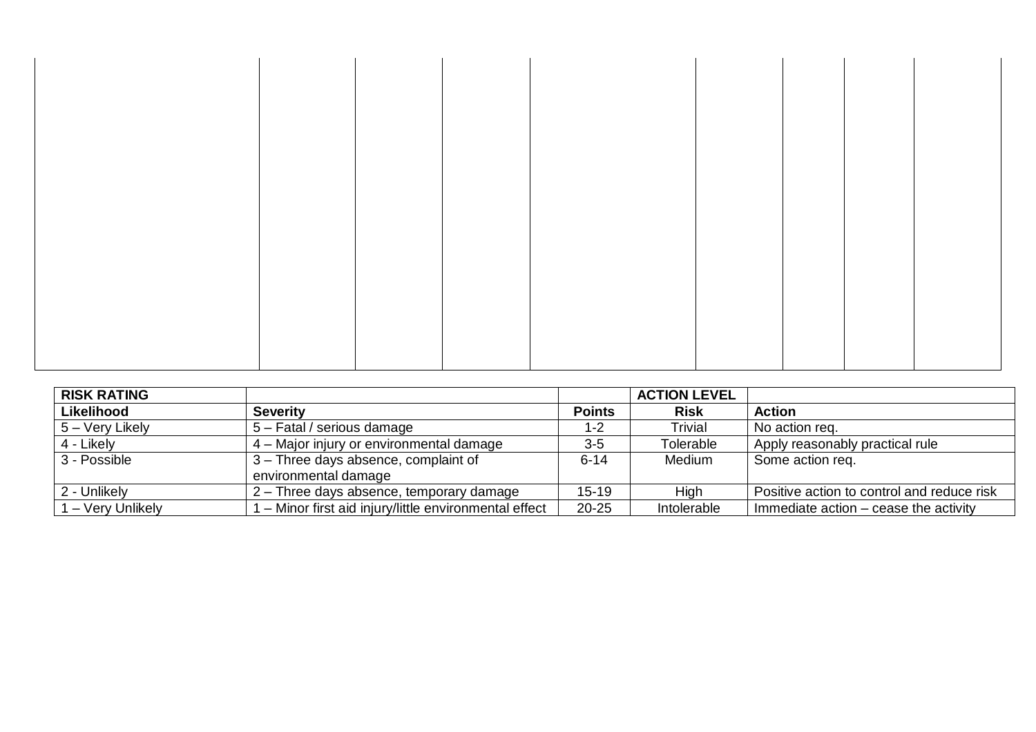| RISK RATING | | | ACTION LEVEL | |
|---|---|---|---|---|
| **Likelihood** | **Severity** | **Points** | **Risk** | **Action** |
| 5 – Very Likely | 5 – Fatal / serious damage | 1-2 | Trivial | No action req. |
| 4 - Likely | 4 – Major injury or environmental damage | 3-5 | Tolerable | Apply reasonably practical rule |
| 3 - Possible | 3 – Three days absence, complaint of environmental damage | 6-14 | Medium | Some action req. |
| 2 - Unlikely | 2 – Three days absence, temporary damage | 15-19 | High | Positive action to control and reduce risk |
| 1 – Very Unlikely | 1 – Minor first aid injury/little environmental effect | 20-25 | Intolerable | Immediate action – cease the activity |